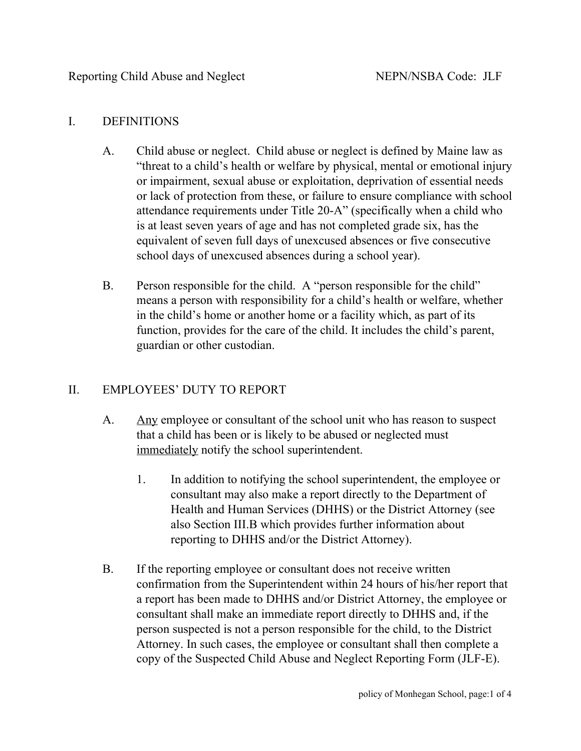Reporting Child Abuse and Neglect NEPN/NSBA Code: JLF

## I. DEFINITIONS

A. Child abuse or neglect. Child abuse or neglect is defined by Maine law as "threat to a child's health or welfare by physical, mental or emotional injury or impairment, sexual abuse or exploitation, deprivation of essential needs or lack of protection from these, or failure to ensure compliance with school attendance requirements under Title 20-A" (specifically when a child who is at least seven years of age and has not completed grade six, has the equivalent of seven full days of unexcused absences or five consecutive school days of unexcused absences during a school year).

B. Person responsible for the child. A "person responsible for the child" means a person with responsibility for a child's health or welfare, whether in the child's home or another home or a facility which, as part of its function, provides for the care of the child. It includes the child's parent, guardian or other custodian.

## II. EMPLOYEES' DUTY TO REPORT

A. <u>Any</u> employee or consultant of the school unit who has reason to suspect that a child has been or is likely to be abused or neglected must <u>immediately</u> notify the school superintendent.

1. In addition to notifying the school superintendent, the employee or consultant may also make a report directly to the Department of Health and Human Services (DHHS) or the District Attorney (see also Section III.B which provides further information about reporting to DHHS and/or the District Attorney).

B. If the reporting employee or consultant does not receive written confirmation from the Superintendent within 24 hours of his/her report that a report has been made to DHHS and/or District Attorney, the employee or consultant shall make an immediate report directly to DHHS and, if the person suspected is not a person responsible for the child, to the District Attorney. In such cases, the employee or consultant shall then complete a copy of the Suspected Child Abuse and Neglect Reporting Form (JLF-E).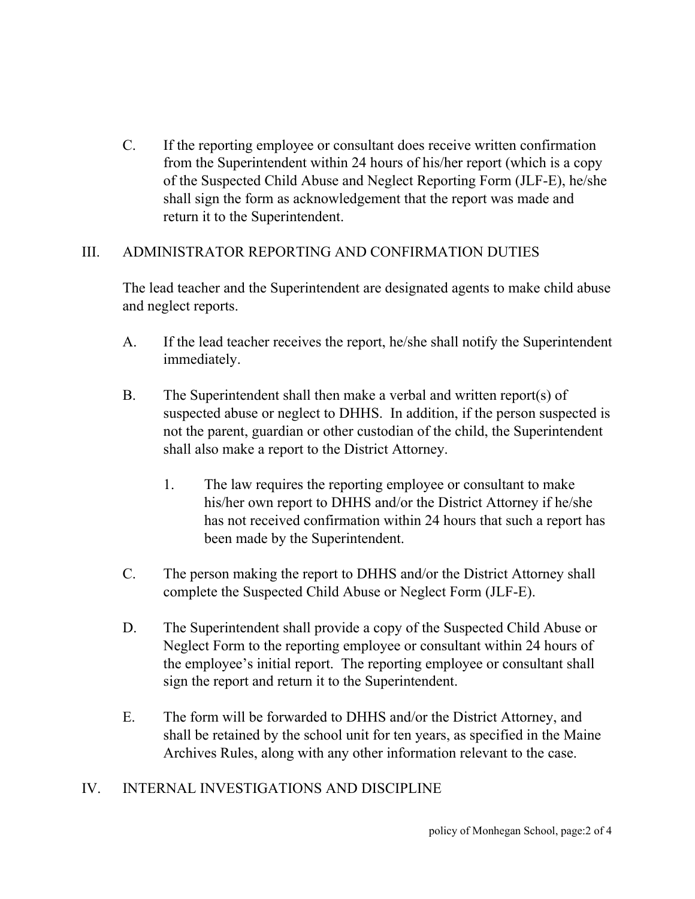C. If the reporting employee or consultant does receive written confirmation from the Superintendent within 24 hours of his/her report (which is a copy of the Suspected Child Abuse and Neglect Reporting Form (JLF-E), he/she shall sign the form as acknowledgement that the report was made and return it to the Superintendent.

## III. ADMINISTRATOR REPORTING AND CONFIRMATION DUTIES

The lead teacher and the Superintendent are designated agents to make child abuse and neglect reports.

A. If the lead teacher receives the report, he/she shall notify the Superintendent immediately.

B. The Superintendent shall then make a verbal and written report(s) of suspected abuse or neglect to DHHS. In addition, if the person suspected is not the parent, guardian or other custodian of the child, the Superintendent shall also make a report to the District Attorney.

   1. The law requires the reporting employee or consultant to make his/her own report to DHHS and/or the District Attorney if he/she has not received confirmation within 24 hours that such a report has been made by the Superintendent.

C. The person making the report to DHHS and/or the District Attorney shall complete the Suspected Child Abuse or Neglect Form (JLF-E).

D. The Superintendent shall provide a copy of the Suspected Child Abuse or Neglect Form to the reporting employee or consultant within 24 hours of the employee's initial report. The reporting employee or consultant shall sign the report and return it to the Superintendent.

E. The form will be forwarded to DHHS and/or the District Attorney, and shall be retained by the school unit for ten years, as specified in the Maine Archives Rules, along with any other information relevant to the case.

## IV. INTERNAL INVESTIGATIONS AND DISCIPLINE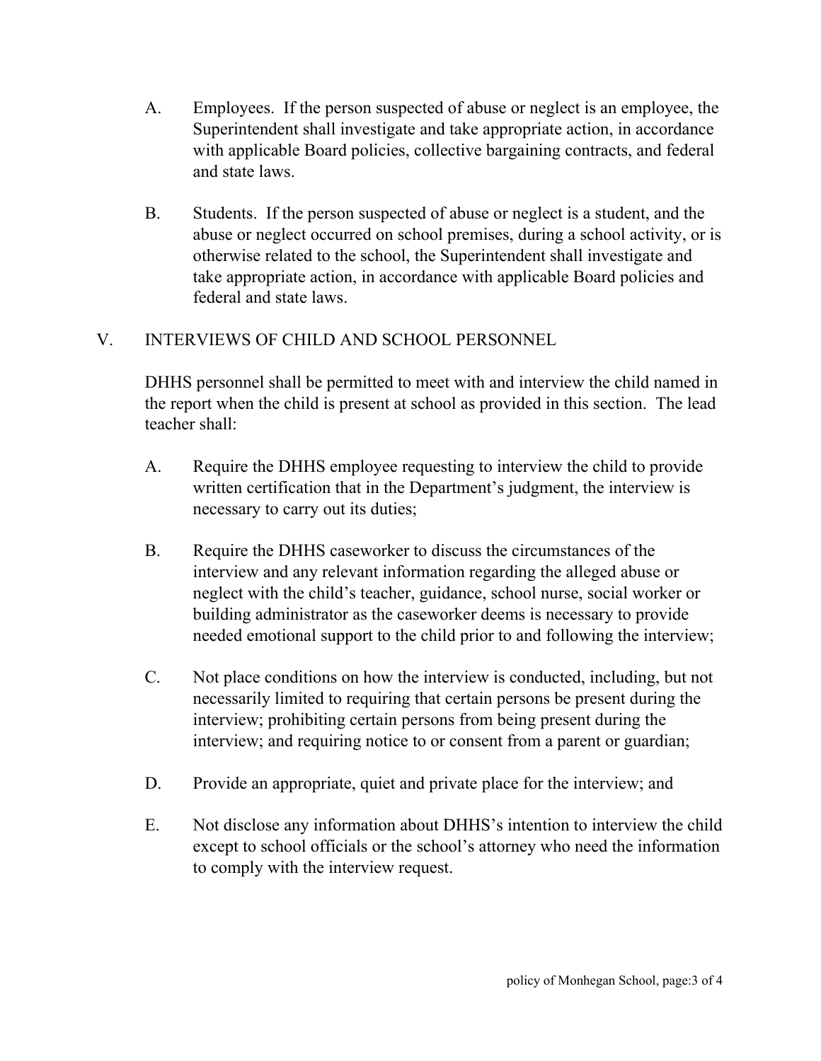A. Employees. If the person suspected of abuse or neglect is an employee, the Superintendent shall investigate and take appropriate action, in accordance with applicable Board policies, collective bargaining contracts, and federal and state laws.

B. Students. If the person suspected of abuse or neglect is a student, and the abuse or neglect occurred on school premises, during a school activity, or is otherwise related to the school, the Superintendent shall investigate and take appropriate action, in accordance with applicable Board policies and federal and state laws.

## V. INTERVIEWS OF CHILD AND SCHOOL PERSONNEL

DHHS personnel shall be permitted to meet with and interview the child named in the report when the child is present at school as provided in this section. The lead teacher shall:

A. Require the DHHS employee requesting to interview the child to provide written certification that in the Department's judgment, the interview is necessary to carry out its duties;

B. Require the DHHS caseworker to discuss the circumstances of the interview and any relevant information regarding the alleged abuse or neglect with the child's teacher, guidance, school nurse, social worker or building administrator as the caseworker deems is necessary to provide needed emotional support to the child prior to and following the interview;

C. Not place conditions on how the interview is conducted, including, but not necessarily limited to requiring that certain persons be present during the interview; prohibiting certain persons from being present during the interview; and requiring notice to or consent from a parent or guardian;

D. Provide an appropriate, quiet and private place for the interview; and

E. Not disclose any information about DHHS's intention to interview the child except to school officials or the school's attorney who need the information to comply with the interview request.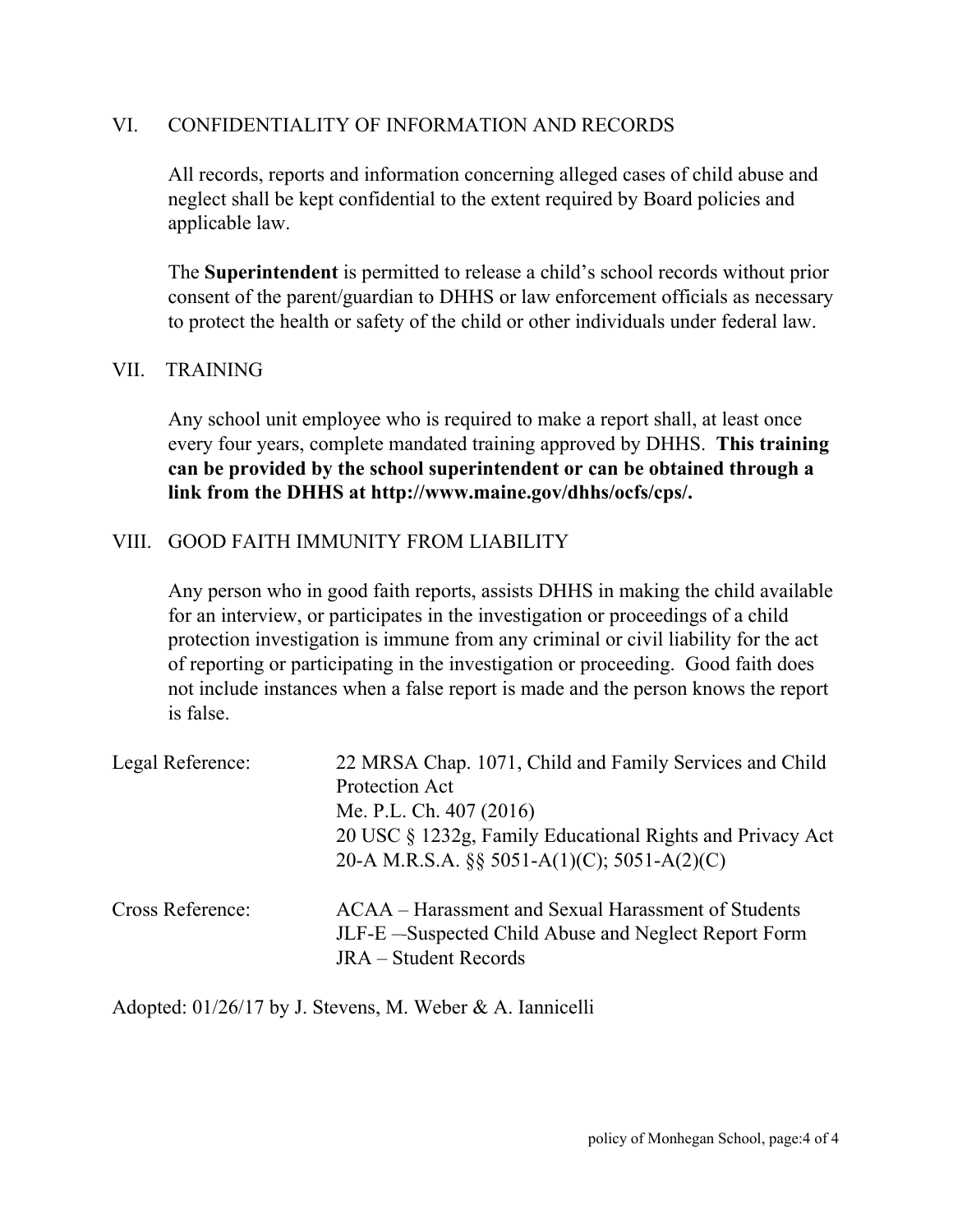## VI. CONFIDENTIALITY OF INFORMATION AND RECORDS

All records, reports and information concerning alleged cases of child abuse and neglect shall be kept confidential to the extent required by Board policies and applicable law.

The **Superintendent** is permitted to release a child's school records without prior consent of the parent/guardian to DHHS or law enforcement officials as necessary to protect the health or safety of the child or other individuals under federal law.

## VII. TRAINING

Any school unit employee who is required to make a report shall, at least once every four years, complete mandated training approved by DHHS. **This training can be provided by the school superintendent or can be obtained through a link from the DHHS at http://www.maine.gov/dhhs/ocfs/cps/.**

## VIII. GOOD FAITH IMMUNITY FROM LIABILITY

Any person who in good faith reports, assists DHHS in making the child available for an interview, or participates in the investigation or proceedings of a child protection investigation is immune from any criminal or civil liability for the act of reporting or participating in the investigation or proceeding. Good faith does not include instances when a false report is made and the person knows the report is false.

Legal Reference:
22 MRSA Chap. 1071, Child and Family Services and Child Protection Act
Me. P.L. Ch. 407 (2016)
20 USC § 1232g, Family Educational Rights and Privacy Act
20-A M.R.S.A. §§ 5051-A(1)(C); 5051-A(2)(C)

Cross Reference:
ACAA – Harassment and Sexual Harassment of Students
JLF-E –Suspected Child Abuse and Neglect Report Form
JRA – Student Records

Adopted: 01/26/17 by J. Stevens, M. Weber & A. Iannicelli